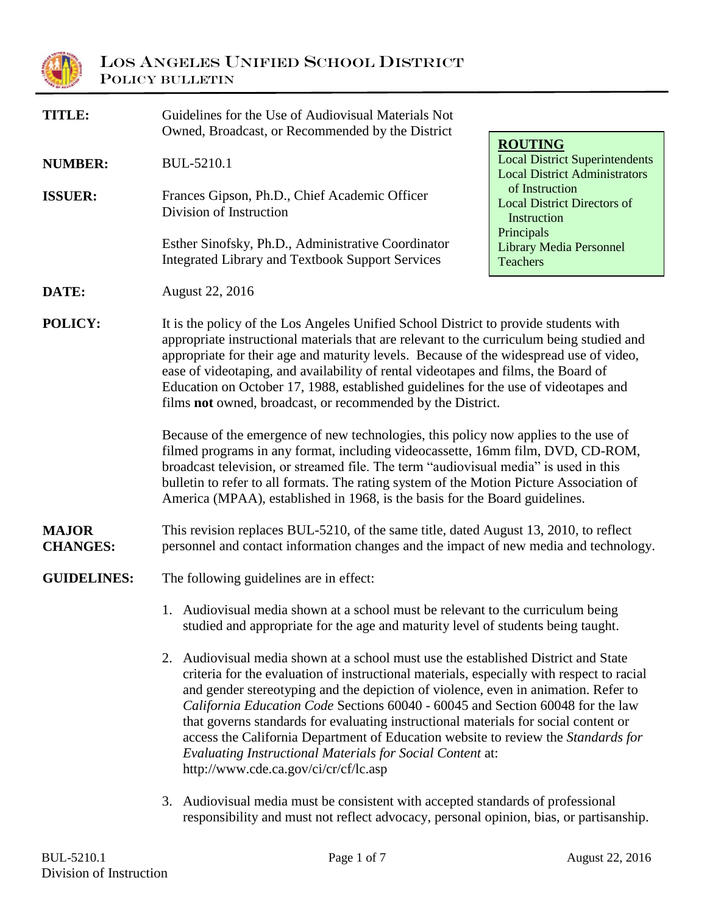# LOS ANGELES UNIFIED SCHOOL DISTRICT
## POLICY BULLETIN

| | |
|---|---|
| **TITLE:** | Guidelines for the Use of Audiovisual Materials Not Owned, Broadcast, or Recommended by the District |
| **NUMBER:** | BUL-5210.1 |
| **ISSUER:** | Frances Gipson, Ph.D., Chief Academic Officer<br>Division of Instruction<br><br>Esther Sinofsky, Ph.D., Administrative Coordinator<br>Integrated Library and Textbook Support Services |
| **DATE:** | August 22, 2016 |

**ROUTING**
Local District Superintendents
Local District Administrators of Instruction
Local District Directors of Instruction
Principals
Library Media Personnel
Teachers

**POLICY:**

It is the policy of the Los Angeles Unified School District to provide students with appropriate instructional materials that are relevant to the curriculum being studied and appropriate for their age and maturity levels. Because of the widespread use of video, ease of videotaping, and availability of rental videotapes and films, the Board of Education on October 17, 1988, established guidelines for the use of videotapes and films **not** owned, broadcast, or recommended by the District.

Because of the emergence of new technologies, this policy now applies to the use of filmed programs in any format, including videocassette, 16mm film, DVD, CD-ROM, broadcast television, or streamed file. The term "audiovisual media" is used in this bulletin to refer to all formats. The rating system of the Motion Picture Association of America (MPAA), established in 1968, is the basis for the Board guidelines.

**MAJOR CHANGES:**

This revision replaces BUL-5210, of the same title, dated August 13, 2010, to reflect personnel and contact information changes and the impact of new media and technology.

**GUIDELINES:**

The following guidelines are in effect:

1. Audiovisual media shown at a school must be relevant to the curriculum being studied and appropriate for the age and maturity level of students being taught.

2. Audiovisual media shown at a school must use the established District and State criteria for the evaluation of instructional materials, especially with respect to racial and gender stereotyping and the depiction of violence, even in animation. Refer to *California Education Code* Sections 60040 - 60045 and Section 60048 for the law that governs standards for evaluating instructional materials for social content or access the California Department of Education website to review the *Standards for Evaluating Instructional Materials for Social Content* at: http://www.cde.ca.gov/ci/cr/cf/lc.asp

3. Audiovisual media must be consistent with accepted standards of professional responsibility and must not reflect advocacy, personal opinion, bias, or partisanship.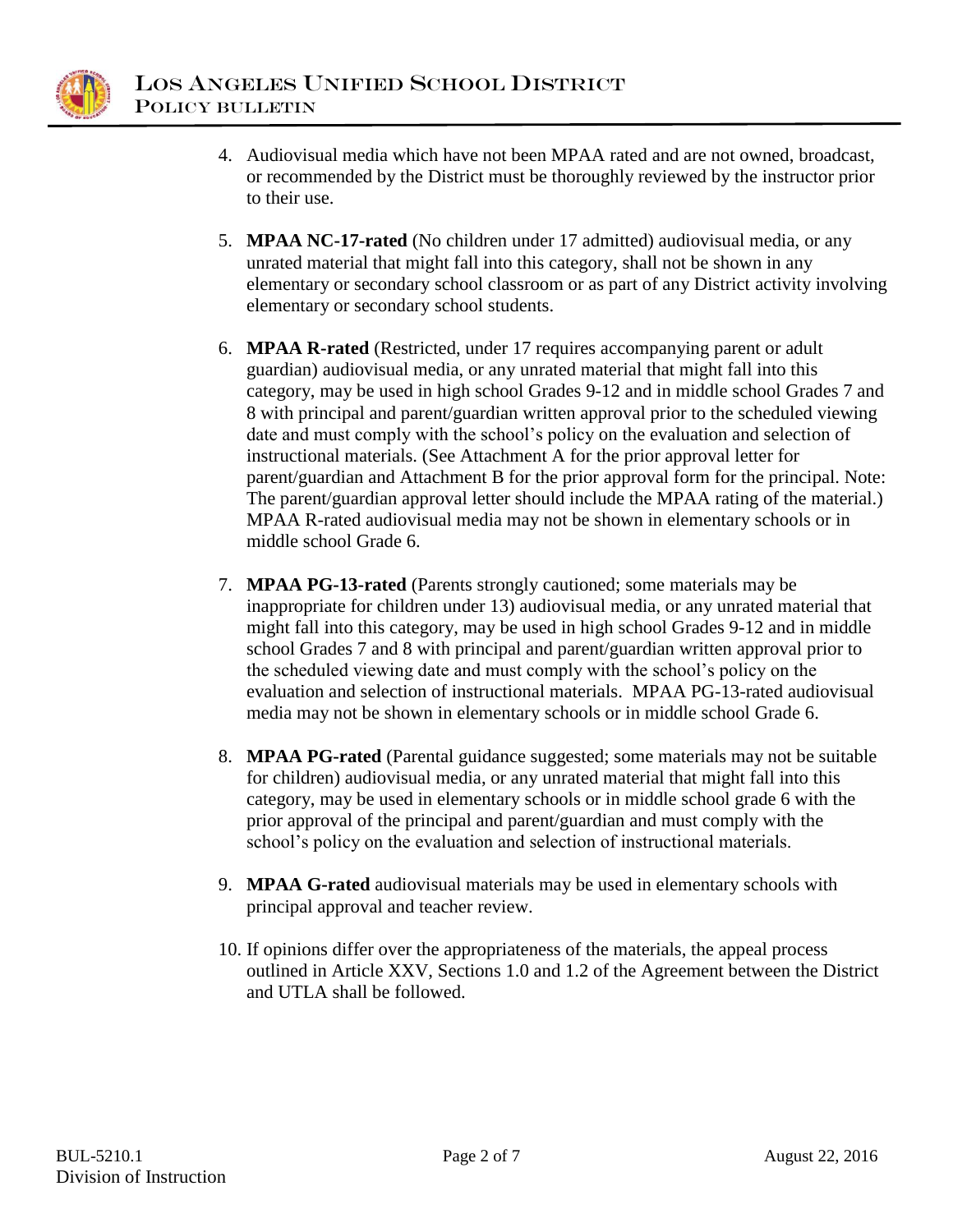4. Audiovisual media which have not been MPAA rated and are not owned, broadcast, or recommended by the District must be thoroughly reviewed by the instructor prior to their use.

5. **MPAA NC-17-rated** (No children under 17 admitted) audiovisual media, or any unrated material that might fall into this category, shall not be shown in any elementary or secondary school classroom or as part of any District activity involving elementary or secondary school students.

6. **MPAA R-rated** (Restricted, under 17 requires accompanying parent or adult guardian) audiovisual media, or any unrated material that might fall into this category, may be used in high school Grades 9-12 and in middle school Grades 7 and 8 with principal and parent/guardian written approval prior to the scheduled viewing date and must comply with the school's policy on the evaluation and selection of instructional materials. (See Attachment A for the prior approval letter for parent/guardian and Attachment B for the prior approval form for the principal. Note: The parent/guardian approval letter should include the MPAA rating of the material.) MPAA R-rated audiovisual media may not be shown in elementary schools or in middle school Grade 6.

7. **MPAA PG-13-rated** (Parents strongly cautioned; some materials may be inappropriate for children under 13) audiovisual media, or any unrated material that might fall into this category, may be used in high school Grades 9-12 and in middle school Grades 7 and 8 with principal and parent/guardian written approval prior to the scheduled viewing date and must comply with the school's policy on the evaluation and selection of instructional materials. MPAA PG-13-rated audiovisual media may not be shown in elementary schools or in middle school Grade 6.

8. **MPAA PG-rated** (Parental guidance suggested; some materials may not be suitable for children) audiovisual media, or any unrated material that might fall into this category, may be used in elementary schools or in middle school grade 6 with the prior approval of the principal and parent/guardian and must comply with the school's policy on the evaluation and selection of instructional materials.

9. **MPAA G-rated** audiovisual materials may be used in elementary schools with principal approval and teacher review.

10. If opinions differ over the appropriateness of the materials, the appeal process outlined in Article XXV, Sections 1.0 and 1.2 of the Agreement between the District and UTLA shall be followed.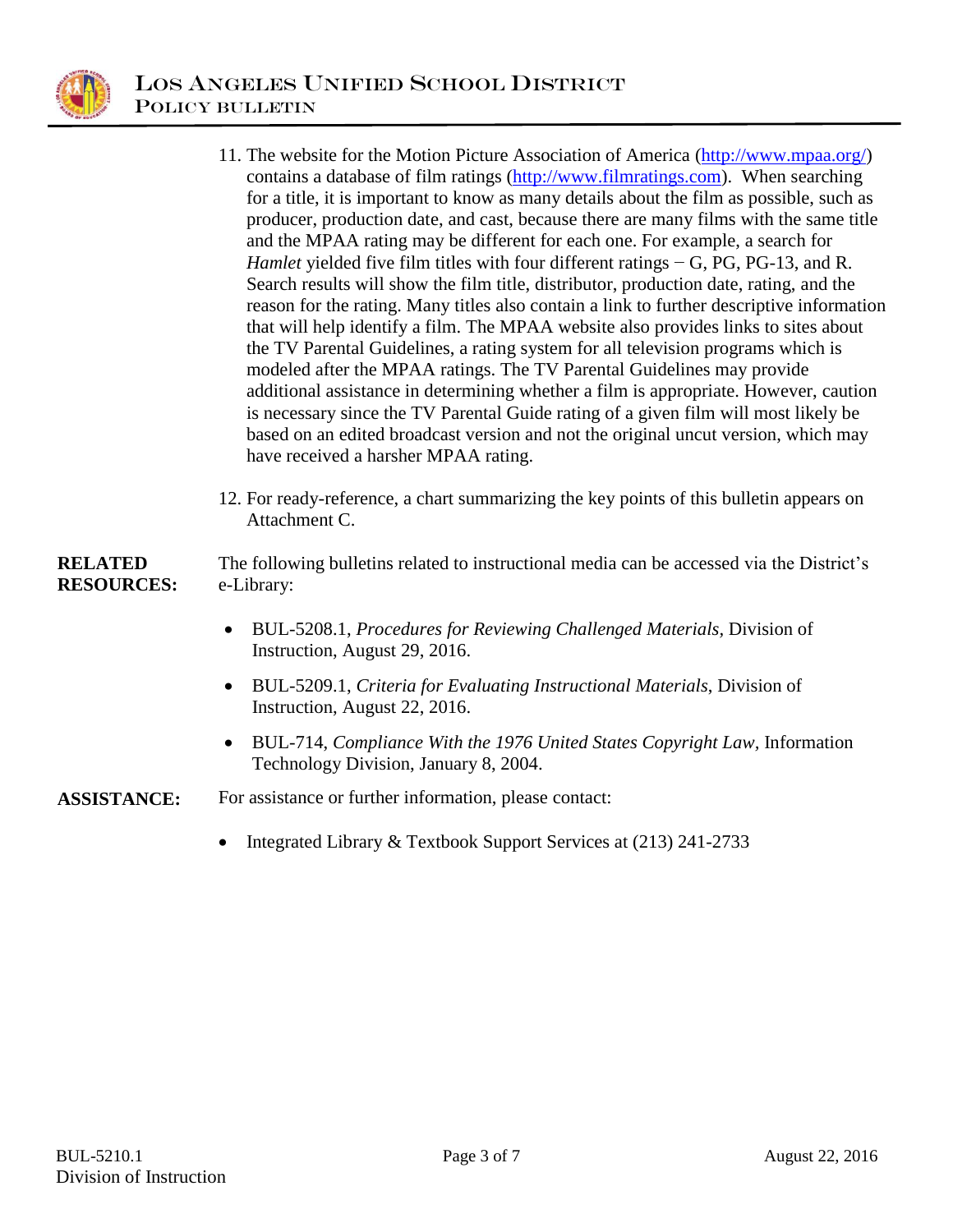11. The website for the Motion Picture Association of America (http://www.mpaa.org/) contains a database of film ratings (http://www.filmratings.com). When searching for a title, it is important to know as many details about the film as possible, such as producer, production date, and cast, because there are many films with the same title and the MPAA rating may be different for each one. For example, a search for *Hamlet* yielded five film titles with four different ratings − G, PG, PG-13, and R. Search results will show the film title, distributor, production date, rating, and the reason for the rating. Many titles also contain a link to further descriptive information that will help identify a film. The MPAA website also provides links to sites about the TV Parental Guidelines, a rating system for all television programs which is modeled after the MPAA ratings. The TV Parental Guidelines may provide additional assistance in determining whether a film is appropriate. However, caution is necessary since the TV Parental Guide rating of a given film will most likely be based on an edited broadcast version and not the original uncut version, which may have received a harsher MPAA rating.

12. For ready-reference, a chart summarizing the key points of this bulletin appears on Attachment C.

**RELATED RESOURCES:** The following bulletins related to instructional media can be accessed via the District's e-Library:

- BUL-5208.1, *Procedures for Reviewing Challenged Materials*, Division of Instruction, August 29, 2016.
- BUL-5209.1, *Criteria for Evaluating Instructional Materials*, Division of Instruction, August 22, 2016.
- BUL-714, *Compliance With the 1976 United States Copyright Law*, Information Technology Division, January 8, 2004.

**ASSISTANCE:** For assistance or further information, please contact:

- Integrated Library & Textbook Support Services at (213) 241-2733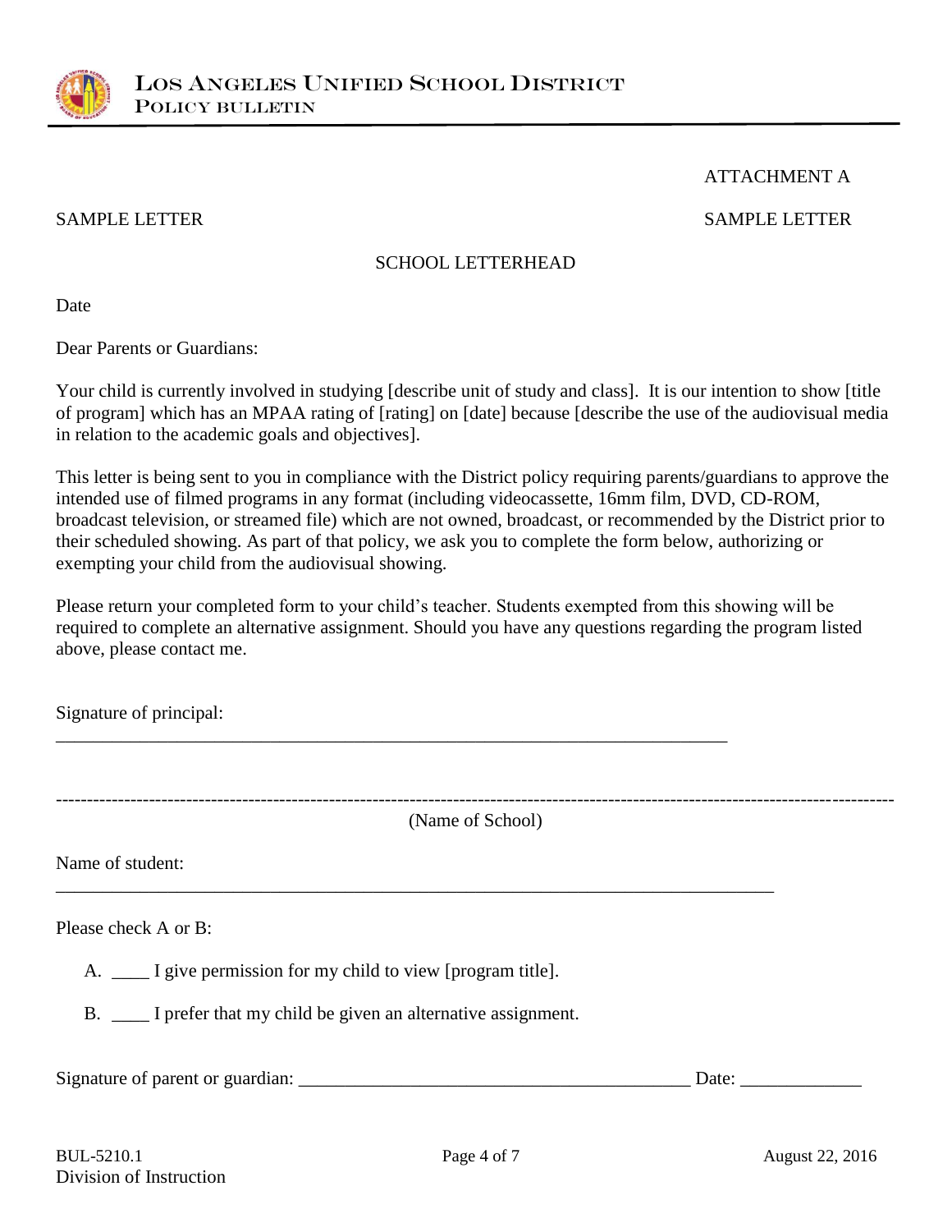ATTACHMENT A

SAMPLE LETTER                                                                                    SAMPLE LETTER

SCHOOL LETTERHEAD

Date

Dear Parents or Guardians:

Your child is currently involved in studying [describe unit of study and class]. It is our intention to show [title of program] which has an MPAA rating of [rating] on [date] because [describe the use of the audiovisual media in relation to the academic goals and objectives].

This letter is being sent to you in compliance with the District policy requiring parents/guardians to approve the intended use of filmed programs in any format (including videocassette, 16mm film, DVD, CD-ROM, broadcast television, or streamed file) which are not owned, broadcast, or recommended by the District prior to their scheduled showing. As part of that policy, we ask you to complete the form below, authorizing or exempting your child from the audiovisual showing.

Please return your completed form to your child's teacher. Students exempted from this showing will be required to complete an alternative assignment. Should you have any questions regarding the program listed above, please contact me.

Signature of principal:
___________________________________________________________________________

---

(Name of School)

Name of student:
________________________________________________________________________________

Please check A or B:

A. ____ I give permission for my child to view [program title].

B. ____ I prefer that my child be given an alternative assignment.

Signature of parent or guardian: ___________________________________________ Date: _____________

BUL-5210.1
Division of Instruction                                                                                    August 22, 2016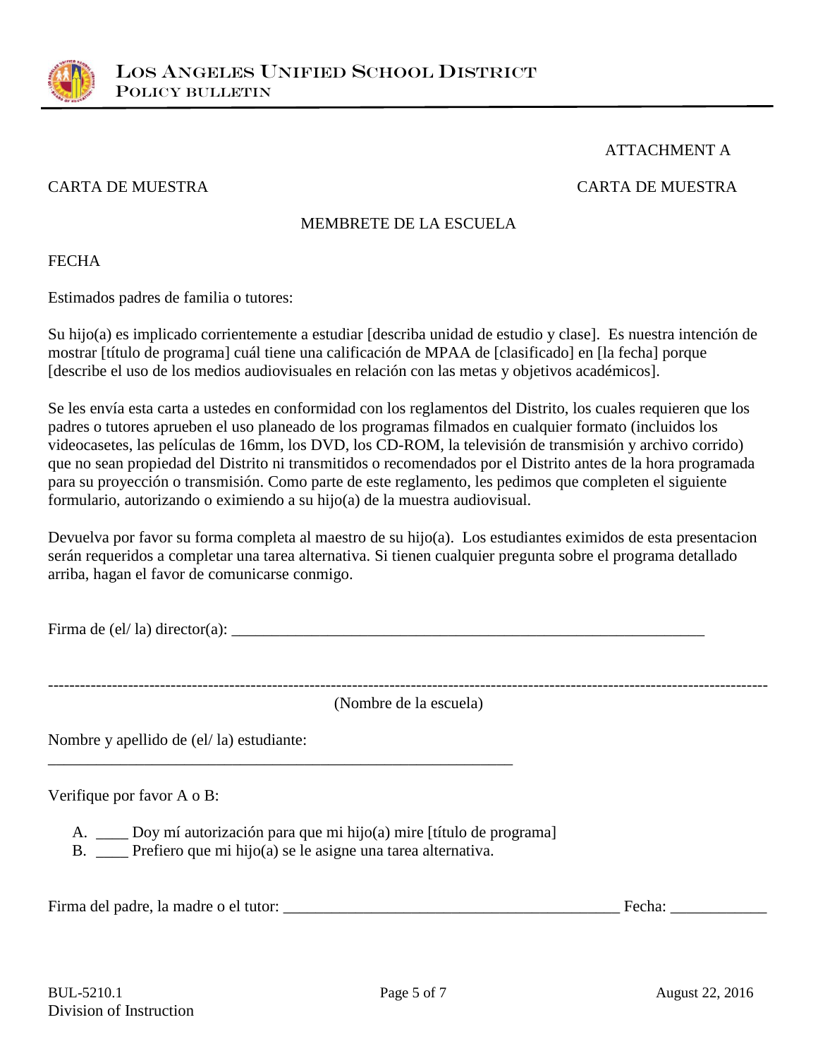ATTACHMENT A

CARTA DE MUESTRA CARTA DE MUESTRA

MEMBRETE DE LA ESCUELA

FECHA

Estimados padres de familia o tutores:

Su hijo(a) es implicado corrientemente a estudiar [describa unidad de estudio y clase]. Es nuestra intención de mostrar [título de programa] cuál tiene una calificación de MPAA de [clasificado] en [la fecha] porque [describe el uso de los medios audiovisuales en relación con las metas y objetivos académicos].

Se les envía esta carta a ustedes en conformidad con los reglamentos del Distrito, los cuales requieren que los padres o tutores aprueben el uso planeado de los programas filmados en cualquier formato (incluidos los videocasetes, las películas de 16mm, los DVD, los CD-ROM, la televisión de transmisión y archivo corrido) que no sean propiedad del Distrito ni transmitidos o recomendados por el Distrito antes de la hora programada para su proyección o transmisión. Como parte de este reglamento, les pedimos que completen el siguiente formulario, autorizando o eximiendo a su hijo(a) de la muestra audiovisual.

Devuelva por favor su forma completa al maestro de su hijo(a). Los estudiantes eximidos de esta presentacion serán requeridos a completar una tarea alternativa. Si tienen cualquier pregunta sobre el programa detallado arriba, hagan el favor de comunicarse conmigo.

Firma de (el/ la) director(a): ______________________________________________________________

---

(Nombre de la escuela)

Nombre y apellido de (el/ la) estudiante:
______________________________________________________________

Verifique por favor A o B:

A. ____ Doy mí autorización para que mi hijo(a) mire [título de programa]
B. ____ Prefiero que mi hijo(a) se le asigne una tarea alternativa.

Firma del padre, la madre o el tutor: ____________________________________________ Fecha: ____________

BUL-5210.1
Division of Instruction

August 22, 2016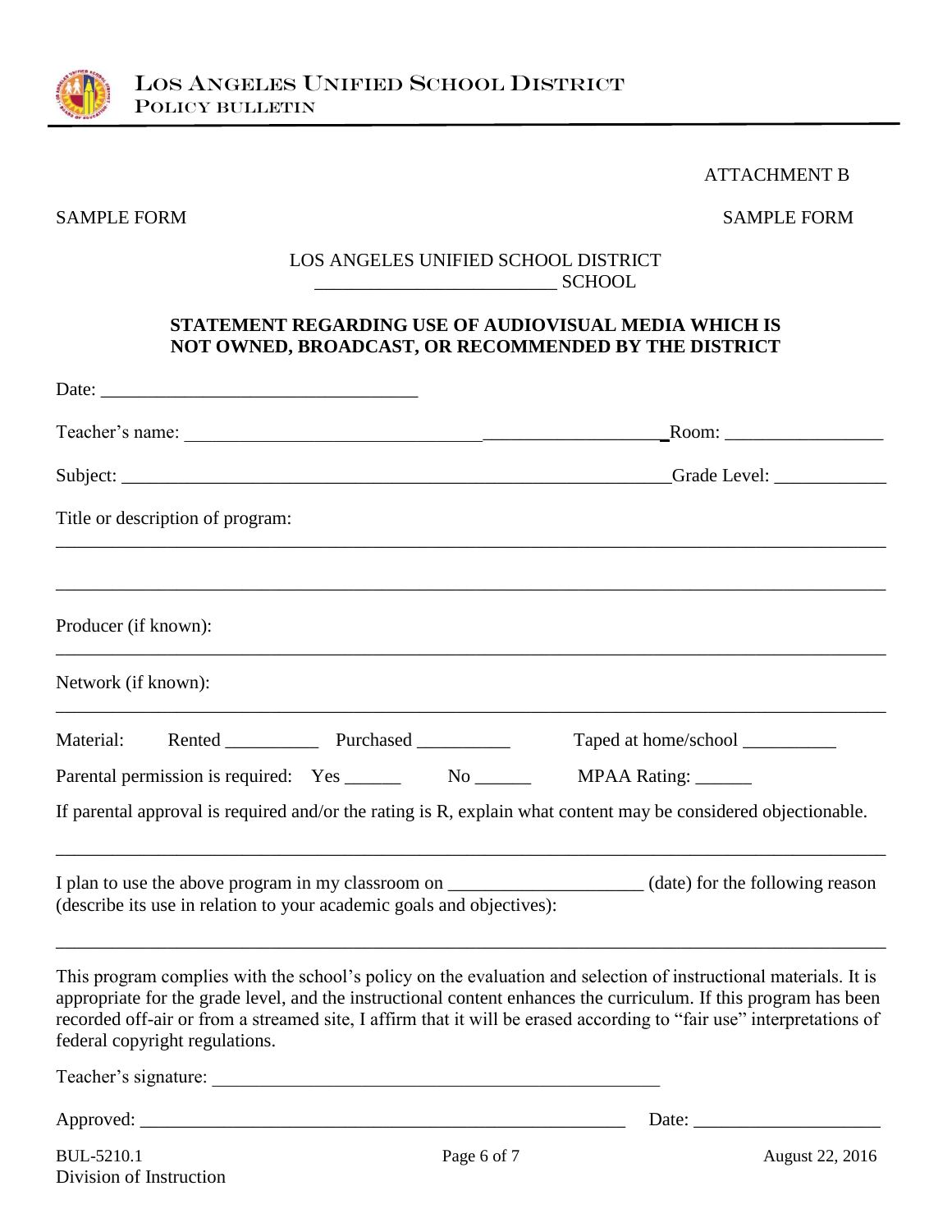ATTACHMENT B

SAMPLE FORM SAMPLE FORM

LOS ANGELES UNIFIED SCHOOL DISTRICT
_________________________ SCHOOL

**STATEMENT REGARDING USE OF AUDIOVISUAL MEDIA WHICH IS NOT OWNED, BROADCAST, OR RECOMMENDED BY THE DISTRICT**

Date: _________________________________

Teacher's name: ____________________________________________________ Room: ________________

Subject: ____________________________________________________________ Grade Level: ____________

Title or description of program:

_____________________________________________________________________________________

_____________________________________________________________________________________

Producer (if known):

_____________________________________________________________________________________

Network (if known):

_____________________________________________________________________________________

Material: Rented __________ Purchased __________ Taped at home/school __________

Parental permission is required: Yes ______ No ______ MPAA Rating: ______

If parental approval is required and/or the rating is R, explain what content may be considered objectionable.

_____________________________________________________________________________________

I plan to use the above program in my classroom on ____________________ (date) for the following reason (describe its use in relation to your academic goals and objectives):

_____________________________________________________________________________________

This program complies with the school's policy on the evaluation and selection of instructional materials. It is appropriate for the grade level, and the instructional content enhances the curriculum. If this program has been recorded off-air or from a streamed site, I affirm that it will be erased according to "fair use" interpretations of federal copyright regulations.

Teacher's signature: ________________________________________________

Approved: ______________________________________________________ Date: ____________________

BUL-5210.1
Division of Instruction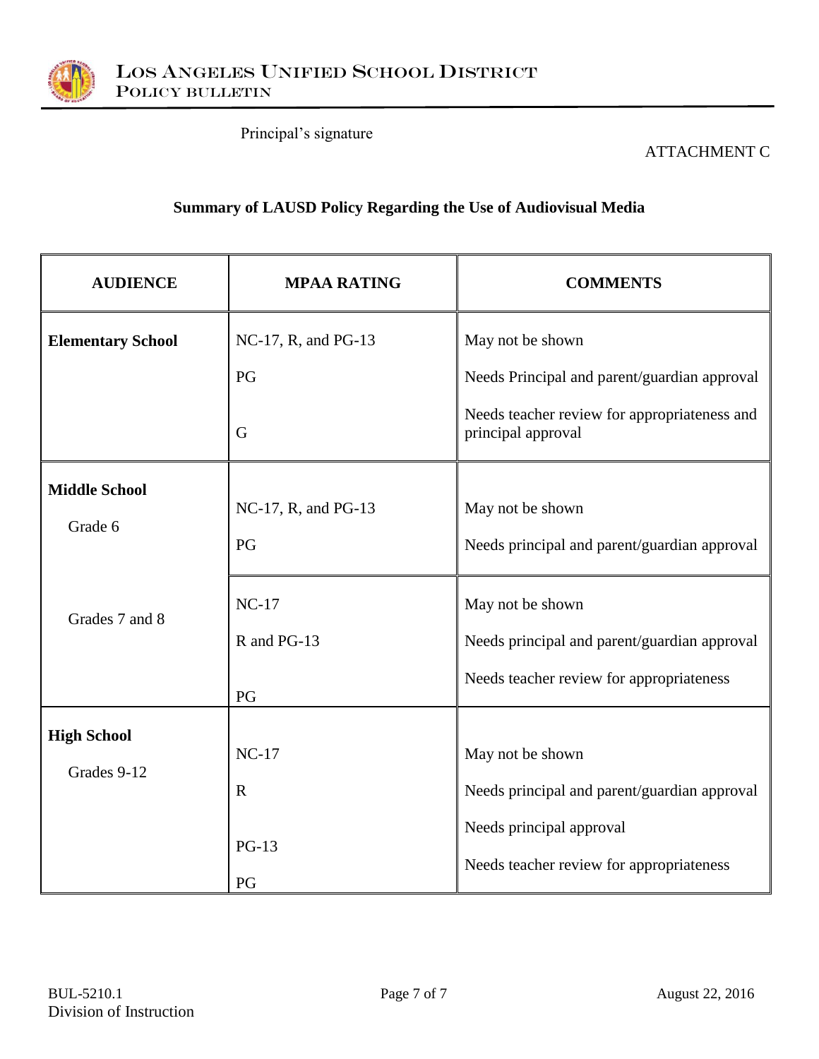Principal's signature

ATTACHMENT C

## Summary of LAUSD Policy Regarding the Use of Audiovisual Media

| AUDIENCE | MPAA RATING | COMMENTS |
|---|---|---|
| **Elementary School** | NC-17, R, and PG-13 | May not be shown |
| | PG | Needs Principal and parent/guardian approval |
| | G | Needs teacher review for appropriateness and principal approval |
| **Middle School** Grade 6 | NC-17, R, and PG-13 | May not be shown |
| | PG | Needs principal and parent/guardian approval |
| Grades 7 and 8 | NC-17 | May not be shown |
| | R and PG-13 | Needs principal and parent/guardian approval |
| | PG | Needs teacher review for appropriateness |
| **High School** Grades 9-12 | NC-17 | May not be shown |
| | R | Needs principal and parent/guardian approval |
| | PG-13 | Needs principal approval |
| | PG | Needs teacher review for appropriateness |

BUL-5210.1
Division of Instruction

August 22, 2016